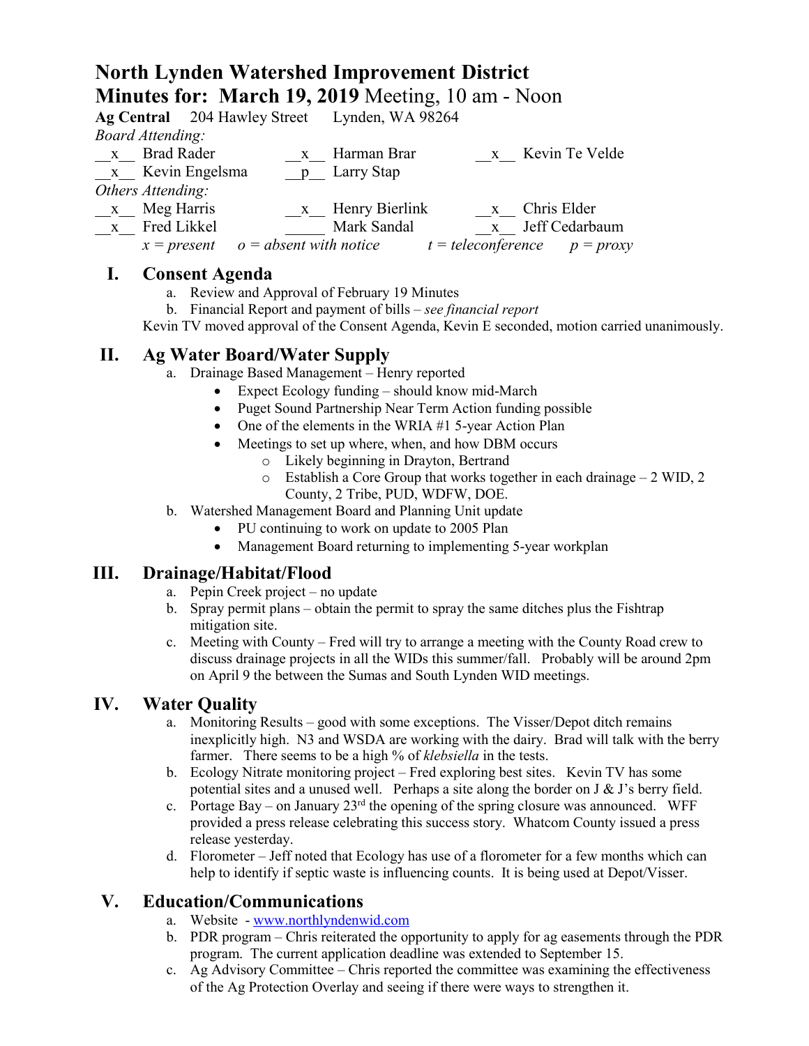# North Lynden Watershed Improvement District

## Minutes for: March 19, 2019 Meeting, 10 am - Noon

**Ag Central** 204 Hawley Street Lynden, WA 98264

*Board Attending:*

| | | |
|---|---|---|
| __x__ Brad Rader | __x__ Harman Brar | __x__ Kevin Te Velde |
| __x__ Kevin Engelsma | __p__ Larry Stap | |

*Others Attending:*

| | | |
|---|---|---|
| __x__ Meg Harris | __x__ Henry Bierlink | __x__ Chris Elder |
| __x__ Fred Likkel | _____ Mark Sandal | __x__ Jeff Cedarbaum |

*x = present o = absent with notice t = teleconference p = proxy*

## I. Consent Agenda

a. Review and Approval of February 19 Minutes
b. Financial Report and payment of bills – *see financial report*

Kevin TV moved approval of the Consent Agenda, Kevin E seconded, motion carried unanimously.

## II. Ag Water Board/Water Supply

a. Drainage Based Management – Henry reported
- Expect Ecology funding – should know mid-March
- Puget Sound Partnership Near Term Action funding possible
- One of the elements in the WRIA #1 5-year Action Plan
- Meetings to set up where, when, and how DBM occurs
  - Likely beginning in Drayton, Bertrand
  - Establish a Core Group that works together in each drainage – 2 WID, 2 County, 2 Tribe, PUD, WDFW, DOE.

b. Watershed Management Board and Planning Unit update
- PU continuing to work on update to 2005 Plan
- Management Board returning to implementing 5-year workplan

## III. Drainage/Habitat/Flood

a. Pepin Creek project – no update
b. Spray permit plans – obtain the permit to spray the same ditches plus the Fishtrap mitigation site.
c. Meeting with County – Fred will try to arrange a meeting with the County Road crew to discuss drainage projects in all the WIDs this summer/fall. Probably will be around 2pm on April 9 the between the Sumas and South Lynden WID meetings.

## IV. Water Quality

a. Monitoring Results – good with some exceptions. The Visser/Depot ditch remains inexplicitly high. N3 and WSDA are working with the dairy. Brad will talk with the berry farmer. There seems to be a high % of *klebsiella* in the tests.
b. Ecology Nitrate monitoring project – Fred exploring best sites. Kevin TV has some potential sites and a unused well. Perhaps a site along the border on J & J's berry field.
c. Portage Bay – on January 23rd the opening of the spring closure was announced. WFF provided a press release celebrating this success story. Whatcom County issued a press release yesterday.
d. Florometer – Jeff noted that Ecology has use of a florometer for a few months which can help to identify if septic waste is influencing counts. It is being used at Depot/Visser.

## V. Education/Communications

a. Website - www.northlyndenwid.com
b. PDR program – Chris reiterated the opportunity to apply for ag easements through the PDR program. The current application deadline was extended to September 15.
c. Ag Advisory Committee – Chris reported the committee was examining the effectiveness of the Ag Protection Overlay and seeing if there were ways to strengthen it.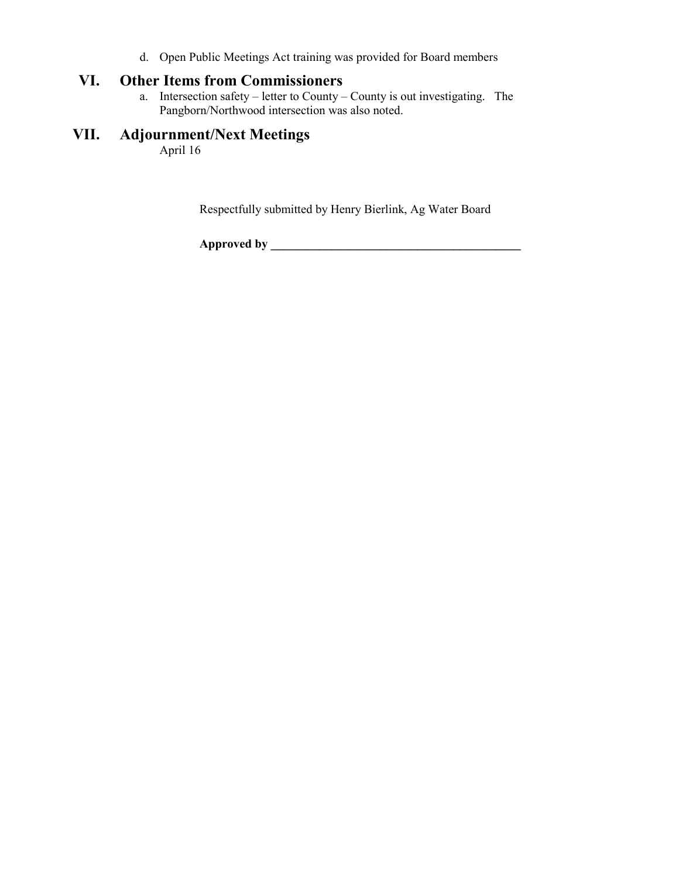d. Open Public Meetings Act training was provided for Board members

## VI. Other Items from Commissioners

a. Intersection safety – letter to County – County is out investigating. The Pangborn/Northwood intersection was also noted.

## VII. Adjournment/Next Meetings

April 16

Respectfully submitted by Henry Bierlink, Ag Water Board

**Approved by \_\_\_\_\_\_\_\_\_\_\_\_\_\_\_\_\_\_\_\_\_\_\_\_\_\_\_\_\_\_\_\_\_\_\_\_\_\_\_\_\_\_**